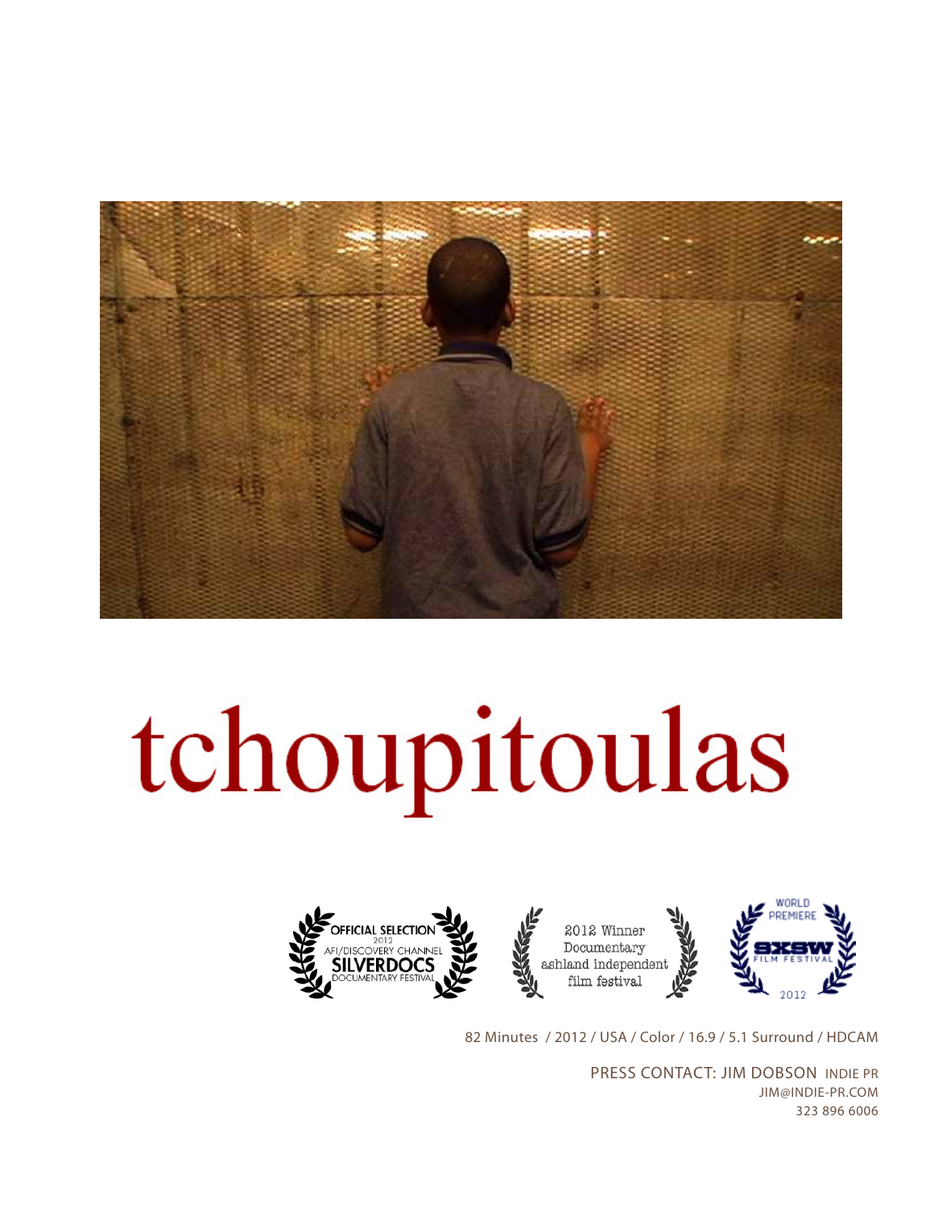# tchoupitoulas

OFFICIAL SELECTION 2012 AFI/DISCOVERY CHANNEL SILVERDOCS DOCUMENTARY FESTIVAL

2012 Winner Documentary ashland independent film festival

WORLD PREMIERE SXSW FILM FESTIVAL 2012

82 Minutes / 2012 / USA / Color / 16.9 / 5.1 Surround / HDCAM

PRESS CONTACT: JIM DOBSON INDIE PR
JIM@INDIE-PR.COM
323 896 6006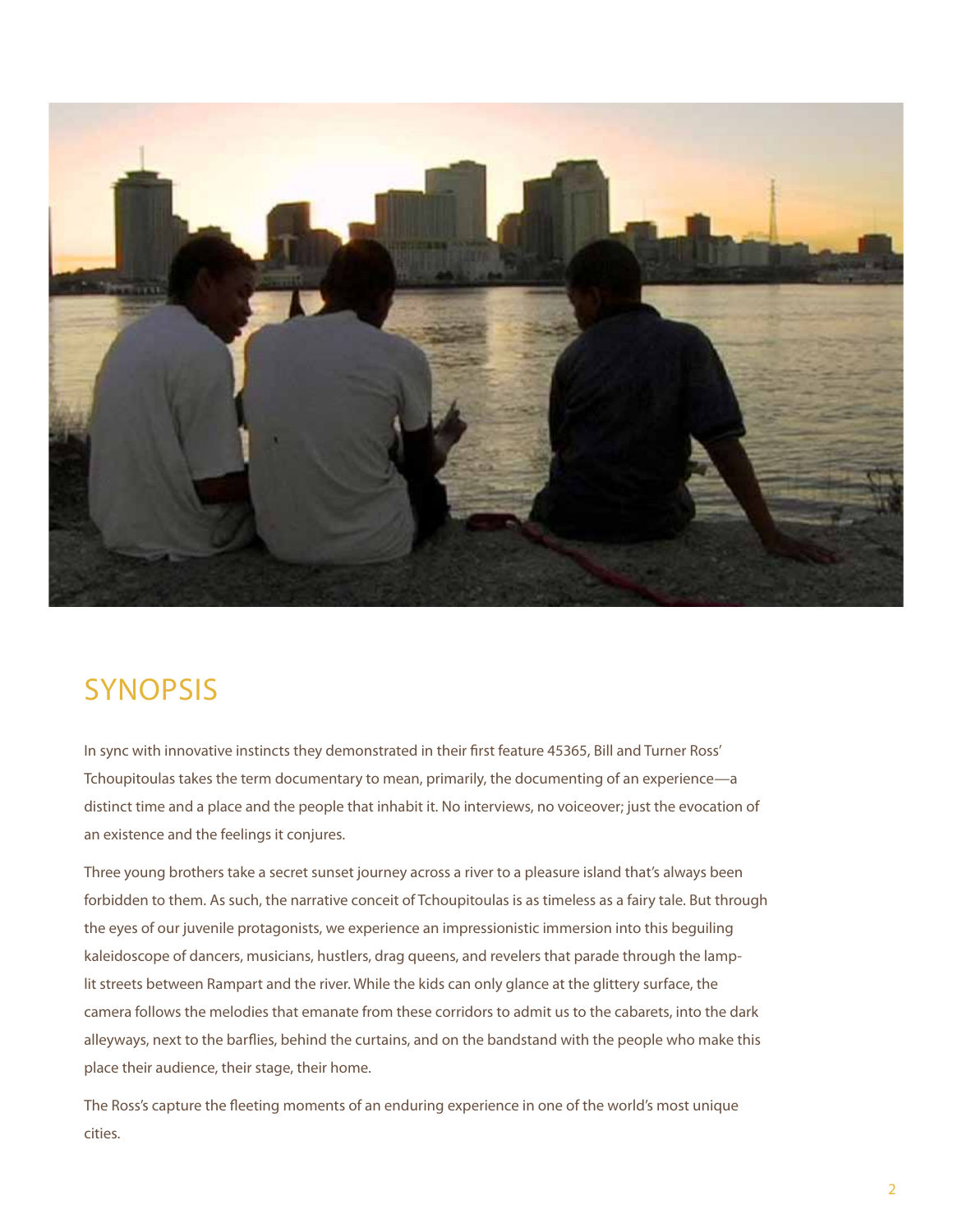## SYNOPSIS

In sync with innovative instincts they demonstrated in their first feature 45365, Bill and Turner Ross' Tchoupitoulas takes the term documentary to mean, primarily, the documenting of an experience—a distinct time and a place and the people that inhabit it. No interviews, no voiceover; just the evocation of an existence and the feelings it conjures.

Three young brothers take a secret sunset journey across a river to a pleasure island that's always been forbidden to them. As such, the narrative conceit of Tchoupitoulas is as timeless as a fairy tale. But through the eyes of our juvenile protagonists, we experience an impressionistic immersion into this beguiling kaleidoscope of dancers, musicians, hustlers, drag queens, and revelers that parade through the lamp-lit streets between Rampart and the river. While the kids can only glance at the glittery surface, the camera follows the melodies that emanate from these corridors to admit us to the cabarets, into the dark alleyways, next to the barflies, behind the curtains, and on the bandstand with the people who make this place their audience, their stage, their home.

The Ross's capture the fleeting moments of an enduring experience in one of the world's most unique cities.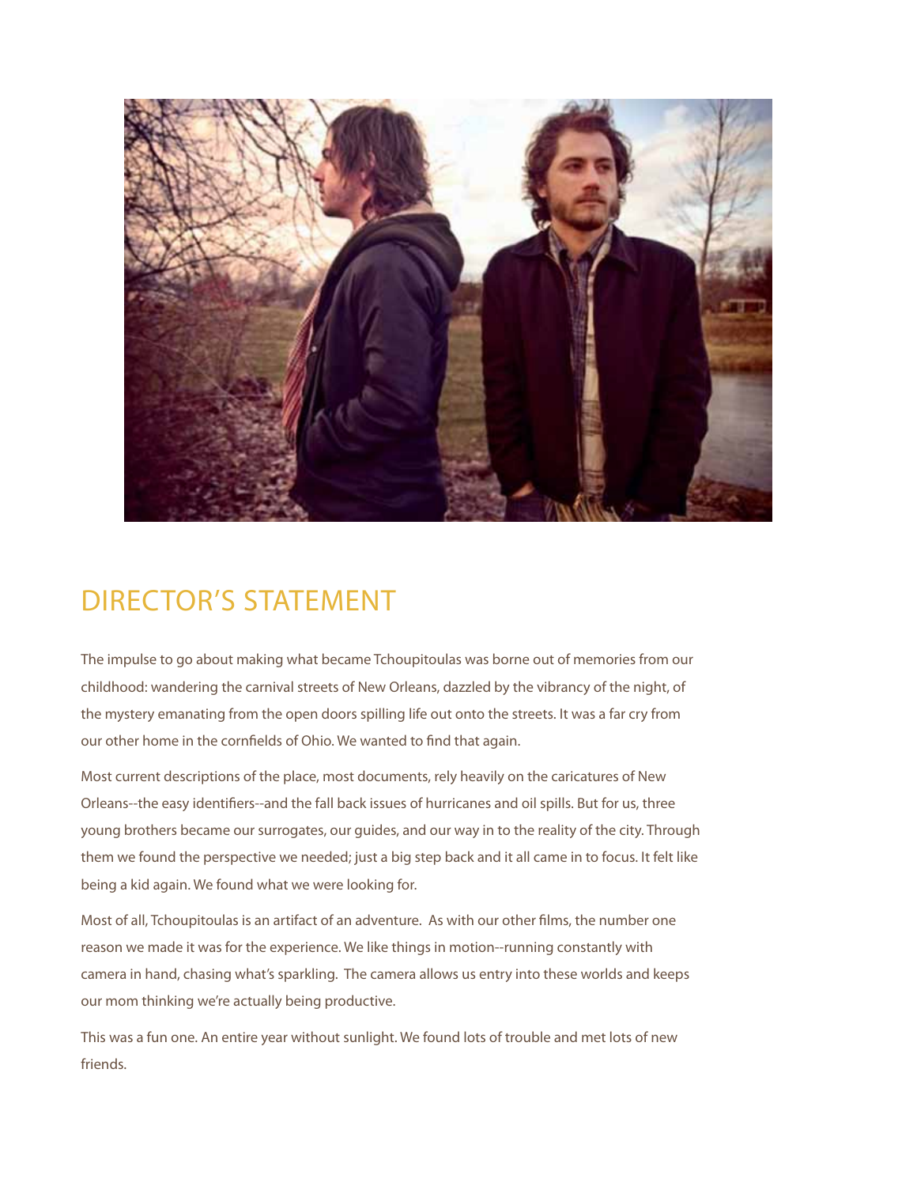# DIRECTOR'S STATEMENT

The impulse to go about making what became Tchoupitoulas was borne out of memories from our childhood: wandering the carnival streets of New Orleans, dazzled by the vibrancy of the night, of the mystery emanating from the open doors spilling life out onto the streets. It was a far cry from our other home in the cornfields of Ohio. We wanted to find that again.

Most current descriptions of the place, most documents, rely heavily on the caricatures of New Orleans--the easy identifiers--and the fall back issues of hurricanes and oil spills. But for us, three young brothers became our surrogates, our guides, and our way in to the reality of the city. Through them we found the perspective we needed; just a big step back and it all came in to focus. It felt like being a kid again. We found what we were looking for.

Most of all, Tchoupitoulas is an artifact of an adventure. As with our other films, the number one reason we made it was for the experience. We like things in motion--running constantly with camera in hand, chasing what's sparkling. The camera allows us entry into these worlds and keeps our mom thinking we're actually being productive.

This was a fun one. An entire year without sunlight. We found lots of trouble and met lots of new friends.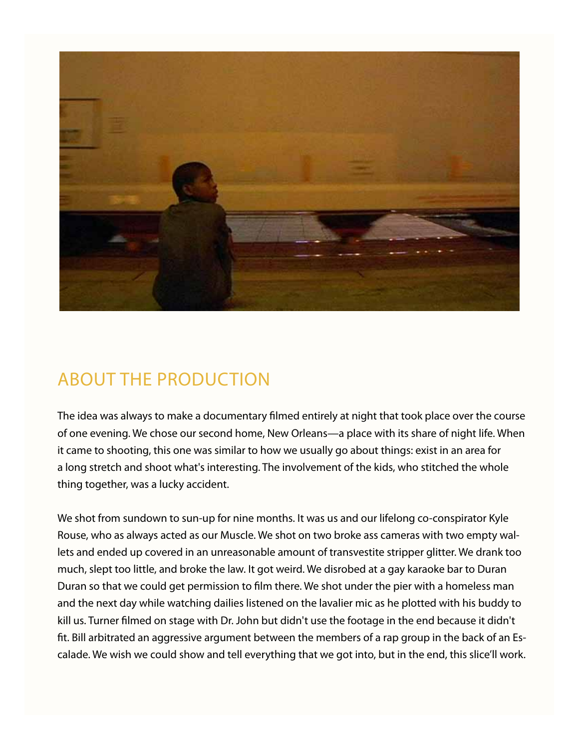## ABOUT THE PRODUCTION

The idea was always to make a documentary filmed entirely at night that took place over the course of one evening. We chose our second home, New Orleans—a place with its share of night life. When it came to shooting, this one was similar to how we usually go about things: exist in an area for a long stretch and shoot what's interesting. The involvement of the kids, who stitched the whole thing together, was a lucky accident.

We shot from sundown to sun-up for nine months. It was us and our lifelong co-conspirator Kyle Rouse, who as always acted as our Muscle. We shot on two broke ass cameras with two empty wallets and ended up covered in an unreasonable amount of transvestite stripper glitter. We drank too much, slept too little, and broke the law. It got weird. We disrobed at a gay karaoke bar to Duran Duran so that we could get permission to film there. We shot under the pier with a homeless man and the next day while watching dailies listened on the lavalier mic as he plotted with his buddy to kill us. Turner filmed on stage with Dr. John but didn't use the footage in the end because it didn't fit. Bill arbitrated an aggressive argument between the members of a rap group in the back of an Escalade. We wish we could show and tell everything that we got into, but in the end, this slice'll work.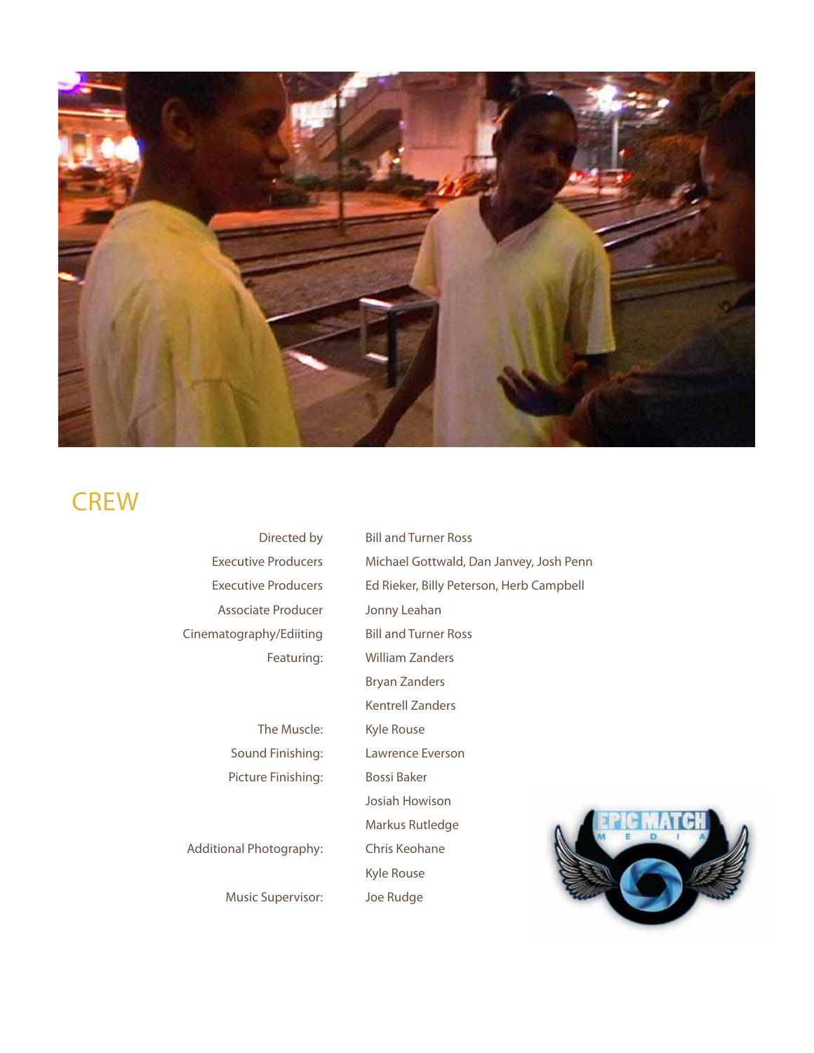## CREW

| | |
|---|---|
| Directed by | Bill and Turner Ross |
| Executive Producers | Michael Gottwald, Dan Janvey, Josh Penn |
| Executive Producers | Ed Rieker, Billy Peterson, Herb Campbell |
| Associate Producer | Jonny Leahan |
| Cinematography/Ediiting | Bill and Turner Ross |
| Featuring: | William Zanders |
| | Bryan Zanders |
| | Kentrell Zanders |
| The Muscle: | Kyle Rouse |
| Sound Finishing: | Lawrence Everson |
| Picture Finishing: | Bossi Baker |
| | Josiah Howison |
| | Markus Rutledge |
| Additional Photography: | Chris Keohane |
| | Kyle Rouse |
| Music Supervisor: | Joe Rudge |

EPIC MATCH MEDIA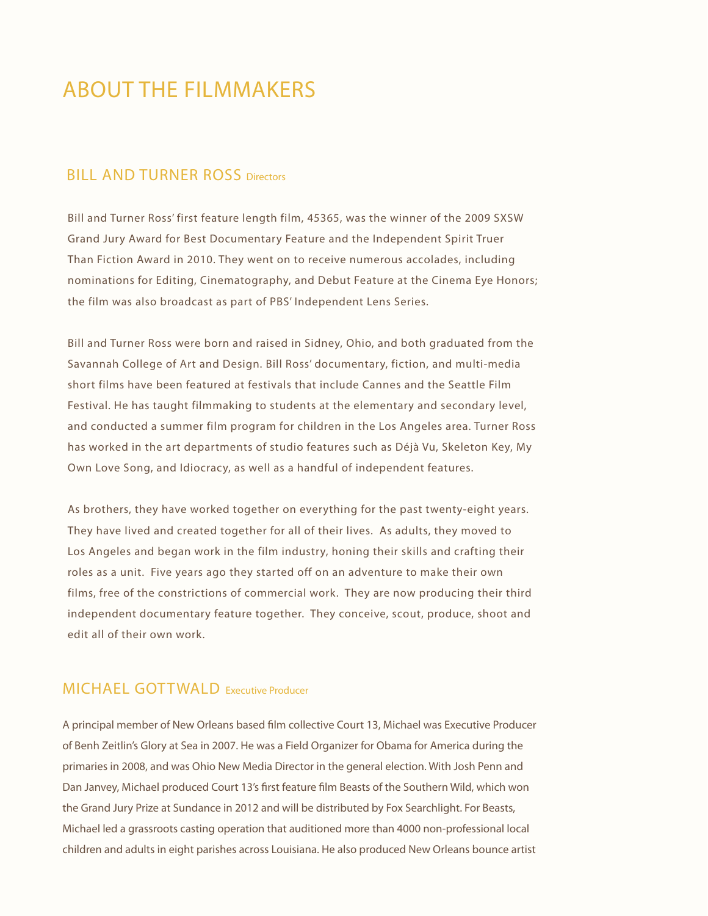# ABOUT THE FILMMAKERS

## BILL AND TURNER ROSS Directors

Bill and Turner Ross' first feature length film, 45365, was the winner of the 2009 SXSW Grand Jury Award for Best Documentary Feature and the Independent Spirit Truer Than Fiction Award in 2010. They went on to receive numerous accolades, including nominations for Editing, Cinematography, and Debut Feature at the Cinema Eye Honors; the film was also broadcast as part of PBS' Independent Lens Series.

Bill and Turner Ross were born and raised in Sidney, Ohio, and both graduated from the Savannah College of Art and Design. Bill Ross' documentary, fiction, and multi-media short films have been featured at festivals that include Cannes and the Seattle Film Festival. He has taught filmmaking to students at the elementary and secondary level, and conducted a summer film program for children in the Los Angeles area. Turner Ross has worked in the art departments of studio features such as Déjà Vu, Skeleton Key, My Own Love Song, and Idiocracy, as well as a handful of independent features.

As brothers, they have worked together on everything for the past twenty-eight years. They have lived and created together for all of their lives. As adults, they moved to Los Angeles and began work in the film industry, honing their skills and crafting their roles as a unit. Five years ago they started off on an adventure to make their own films, free of the constrictions of commercial work. They are now producing their third independent documentary feature together. They conceive, scout, produce, shoot and edit all of their own work.

## MICHAEL GOTTWALD Executive Producer

A principal member of New Orleans based film collective Court 13, Michael was Executive Producer of Benh Zeitlin's Glory at Sea in 2007. He was a Field Organizer for Obama for America during the primaries in 2008, and was Ohio New Media Director in the general election. With Josh Penn and Dan Janvey, Michael produced Court 13's first feature film Beasts of the Southern Wild, which won the Grand Jury Prize at Sundance in 2012 and will be distributed by Fox Searchlight. For Beasts, Michael led a grassroots casting operation that auditioned more than 4000 non-professional local children and adults in eight parishes across Louisiana. He also produced New Orleans bounce artist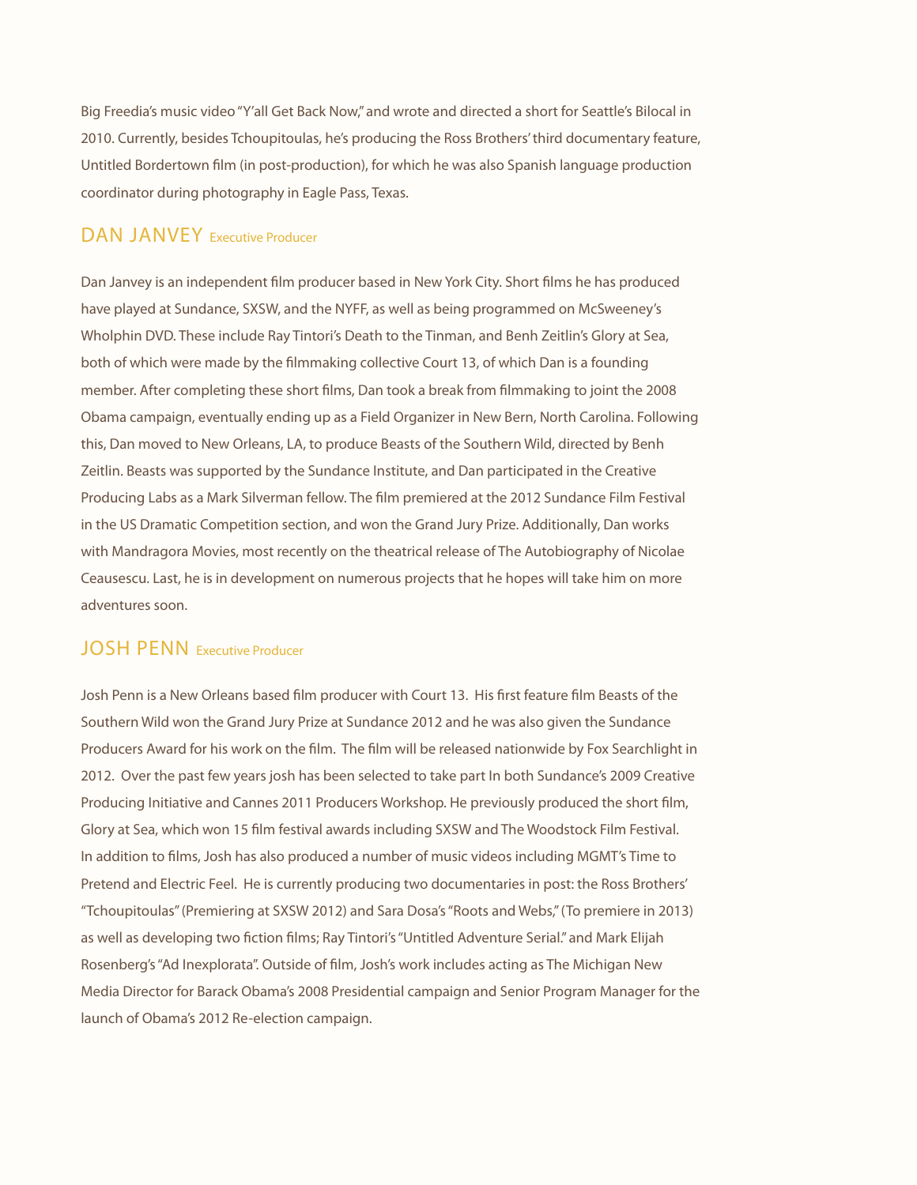Big Freedia's music video "Y'all Get Back Now," and wrote and directed a short for Seattle's Bilocal in 2010. Currently, besides Tchoupitoulas, he's producing the Ross Brothers' third documentary feature, Untitled Bordertown film (in post-production), for which he was also Spanish language production coordinator during photography in Eagle Pass, Texas.

## DAN JANVEY Executive Producer

Dan Janvey is an independent film producer based in New York City. Short films he has produced have played at Sundance, SXSW, and the NYFF, as well as being programmed on McSweeney's Wholphin DVD. These include Ray Tintori's Death to the Tinman, and Benh Zeitlin's Glory at Sea, both of which were made by the filmmaking collective Court 13, of which Dan is a founding member. After completing these short films, Dan took a break from filmmaking to joint the 2008 Obama campaign, eventually ending up as a Field Organizer in New Bern, North Carolina. Following this, Dan moved to New Orleans, LA, to produce Beasts of the Southern Wild, directed by Benh Zeitlin. Beasts was supported by the Sundance Institute, and Dan participated in the Creative Producing Labs as a Mark Silverman fellow. The film premiered at the 2012 Sundance Film Festival in the US Dramatic Competition section, and won the Grand Jury Prize. Additionally, Dan works with Mandragora Movies, most recently on the theatrical release of The Autobiography of Nicolae Ceausescu. Last, he is in development on numerous projects that he hopes will take him on more adventures soon.

## JOSH PENN Executive Producer

Josh Penn is a New Orleans based film producer with Court 13. His first feature film Beasts of the Southern Wild won the Grand Jury Prize at Sundance 2012 and he was also given the Sundance Producers Award for his work on the film. The film will be released nationwide by Fox Searchlight in 2012. Over the past few years josh has been selected to take part In both Sundance's 2009 Creative Producing Initiative and Cannes 2011 Producers Workshop. He previously produced the short film, Glory at Sea, which won 15 film festival awards including SXSW and The Woodstock Film Festival. In addition to films, Josh has also produced a number of music videos including MGMT's Time to Pretend and Electric Feel. He is currently producing two documentaries in post: the Ross Brothers' "Tchoupitoulas" (Premiering at SXSW 2012) and Sara Dosa's "Roots and Webs," (To premiere in 2013) as well as developing two fiction films; Ray Tintori's "Untitled Adventure Serial." and Mark Elijah Rosenberg's "Ad Inexplorata". Outside of film, Josh's work includes acting as The Michigan New Media Director for Barack Obama's 2008 Presidential campaign and Senior Program Manager for the launch of Obama's 2012 Re-election campaign.